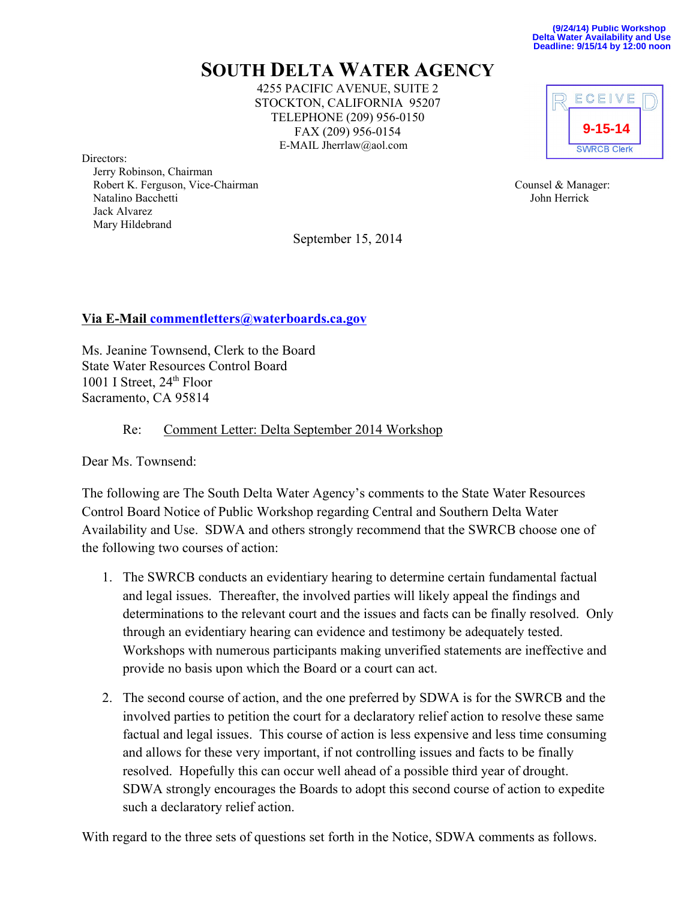(9/24/14) Public Workshop
Delta Water Availability and Use
Deadline: 9/15/14 by 12:00 noon

# SOUTH DELTA WATER AGENCY

4255 PACIFIC AVENUE, SUITE 2
STOCKTON, CALIFORNIA 95207
TELEPHONE (209) 956-0150
FAX (209) 956-0154
E-MAIL Jherrlaw@aol.com

RECEIVED
9-15-14
SWRCB Clerk

Directors:
Jerry Robinson, Chairman
Robert K. Ferguson, Vice-Chairman
Natalino Bacchetti
Jack Alvarez
Mary Hildebrand

Counsel & Manager:
John Herrick

September 15, 2014

**Via E-Mail commentletters@waterboards.ca.gov**

Ms. Jeanine Townsend, Clerk to the Board
State Water Resources Control Board
1001 I Street, 24th Floor
Sacramento, CA 95814

Re: Comment Letter: Delta September 2014 Workshop

Dear Ms. Townsend:

The following are The South Delta Water Agency's comments to the State Water Resources Control Board Notice of Public Workshop regarding Central and Southern Delta Water Availability and Use. SDWA and others strongly recommend that the SWRCB choose one of the following two courses of action:

1. The SWRCB conducts an evidentiary hearing to determine certain fundamental factual and legal issues. Thereafter, the involved parties will likely appeal the findings and determinations to the relevant court and the issues and facts can be finally resolved. Only through an evidentiary hearing can evidence and testimony be adequately tested. Workshops with numerous participants making unverified statements are ineffective and provide no basis upon which the Board or a court can act.

2. The second course of action, and the one preferred by SDWA is for the SWRCB and the involved parties to petition the court for a declaratory relief action to resolve these same factual and legal issues. This course of action is less expensive and less time consuming and allows for these very important, if not controlling issues and facts to be finally resolved. Hopefully this can occur well ahead of a possible third year of drought. SDWA strongly encourages the Boards to adopt this second course of action to expedite such a declaratory relief action.

With regard to the three sets of questions set forth in the Notice, SDWA comments as follows.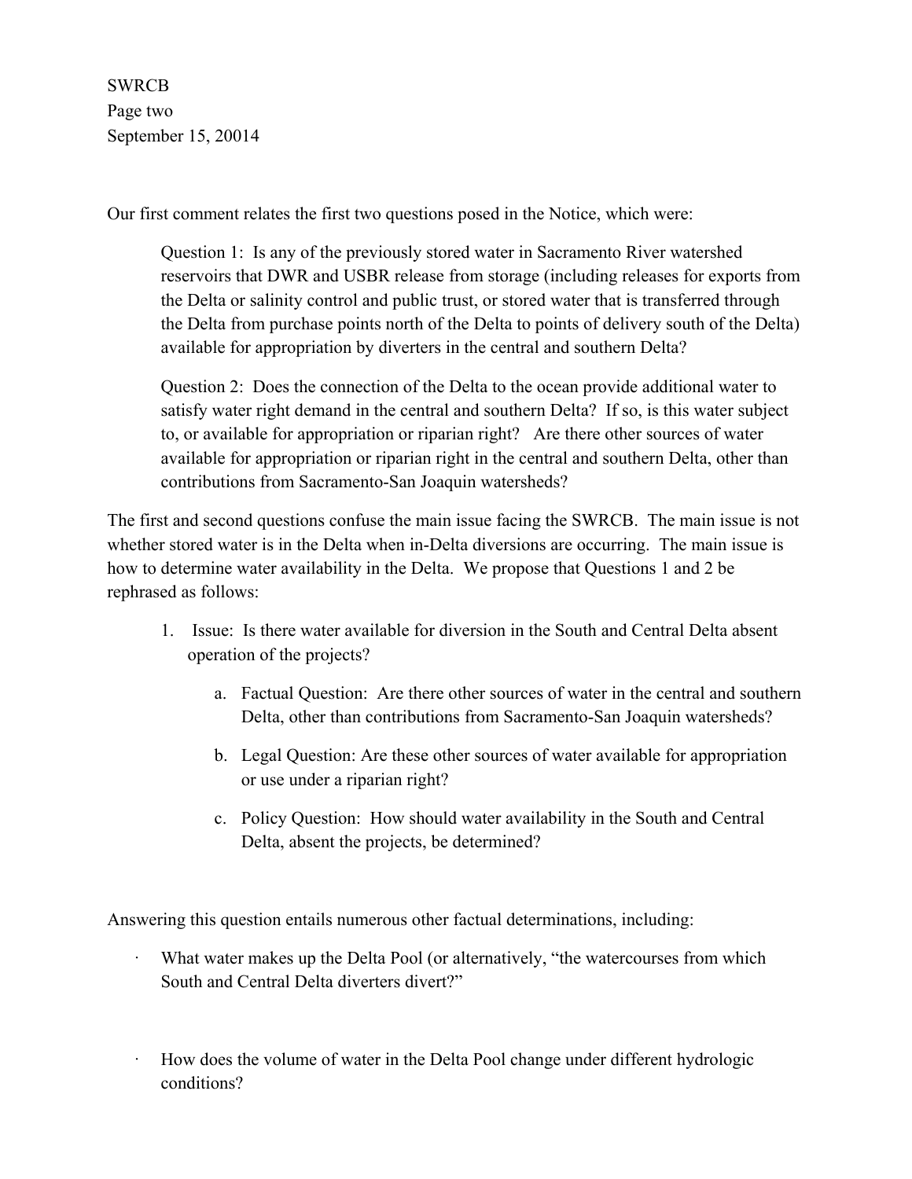Our first comment relates the first two questions posed in the Notice, which were:

> Question 1: Is any of the previously stored water in Sacramento River watershed reservoirs that DWR and USBR release from storage (including releases for exports from the Delta or salinity control and public trust, or stored water that is transferred through the Delta from purchase points north of the Delta to points of delivery south of the Delta) available for appropriation by diverters in the central and southern Delta?
>
> Question 2: Does the connection of the Delta to the ocean provide additional water to satisfy water right demand in the central and southern Delta? If so, is this water subject to, or available for appropriation or riparian right? Are there other sources of water available for appropriation or riparian right in the central and southern Delta, other than contributions from Sacramento-San Joaquin watersheds?

The first and second questions confuse the main issue facing the SWRCB. The main issue is not whether stored water is in the Delta when in-Delta diversions are occurring. The main issue is how to determine water availability in the Delta. We propose that Questions 1 and 2 be rephrased as follows:

1. Issue: Is there water available for diversion in the South and Central Delta absent operation of the projects?
    a. Factual Question: Are there other sources of water in the central and southern Delta, other than contributions from Sacramento-San Joaquin watersheds?
    b. Legal Question: Are these other sources of water available for appropriation or use under a riparian right?
    c. Policy Question: How should water availability in the South and Central Delta, absent the projects, be determined?

Answering this question entails numerous other factual determinations, including:

- What water makes up the Delta Pool (or alternatively, "the watercourses from which South and Central Delta diverters divert?"
- How does the volume of water in the Delta Pool change under different hydrologic conditions?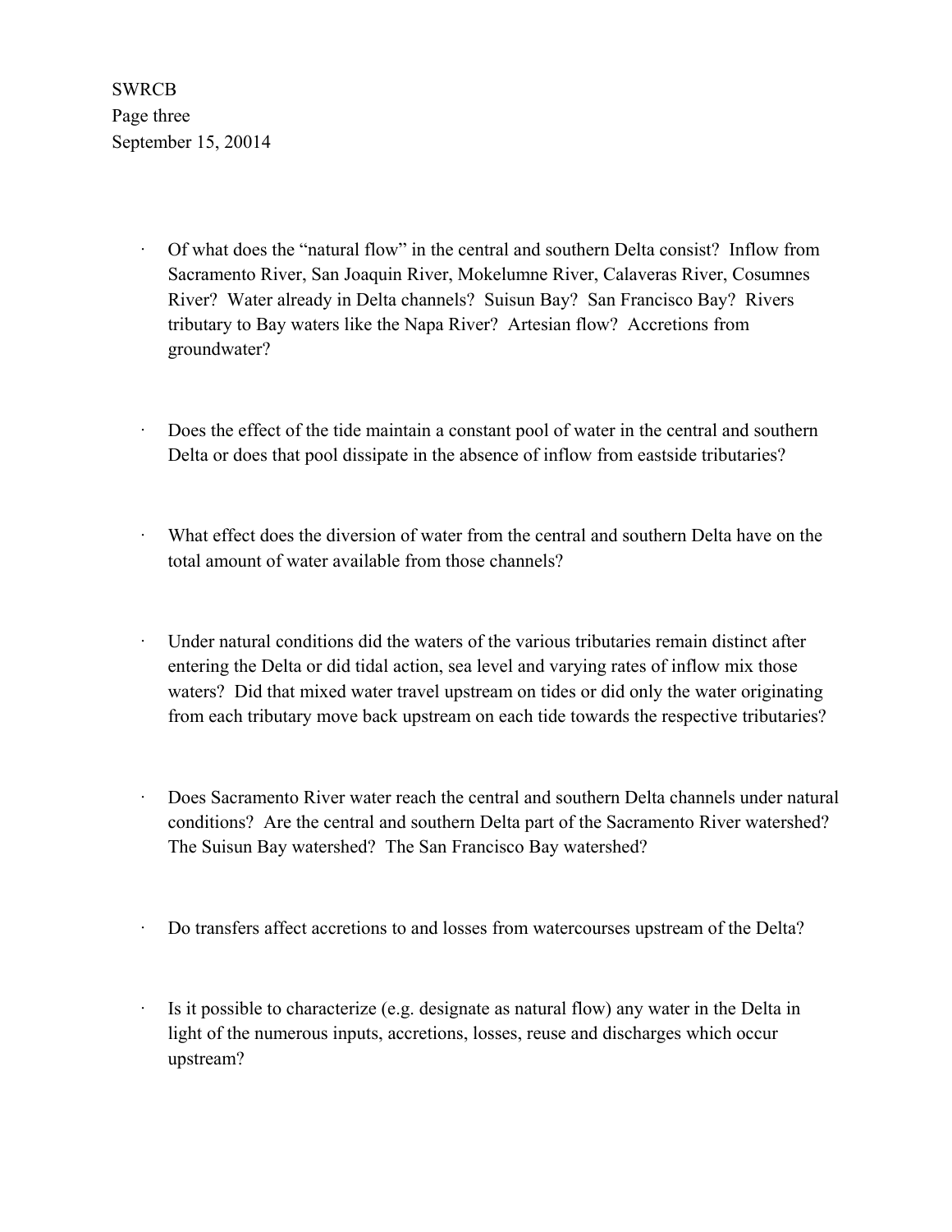- Of what does the "natural flow" in the central and southern Delta consist? Inflow from Sacramento River, San Joaquin River, Mokelumne River, Calaveras River, Cosumnes River? Water already in Delta channels? Suisun Bay? San Francisco Bay? Rivers tributary to Bay waters like the Napa River? Artesian flow? Accretions from groundwater?

- Does the effect of the tide maintain a constant pool of water in the central and southern Delta or does that pool dissipate in the absence of inflow from eastside tributaries?

- What effect does the diversion of water from the central and southern Delta have on the total amount of water available from those channels?

- Under natural conditions did the waters of the various tributaries remain distinct after entering the Delta or did tidal action, sea level and varying rates of inflow mix those waters? Did that mixed water travel upstream on tides or did only the water originating from each tributary move back upstream on each tide towards the respective tributaries?

- Does Sacramento River water reach the central and southern Delta channels under natural conditions? Are the central and southern Delta part of the Sacramento River watershed? The Suisun Bay watershed? The San Francisco Bay watershed?

- Do transfers affect accretions to and losses from watercourses upstream of the Delta?

- Is it possible to characterize (e.g. designate as natural flow) any water in the Delta in light of the numerous inputs, accretions, losses, reuse and discharges which occur upstream?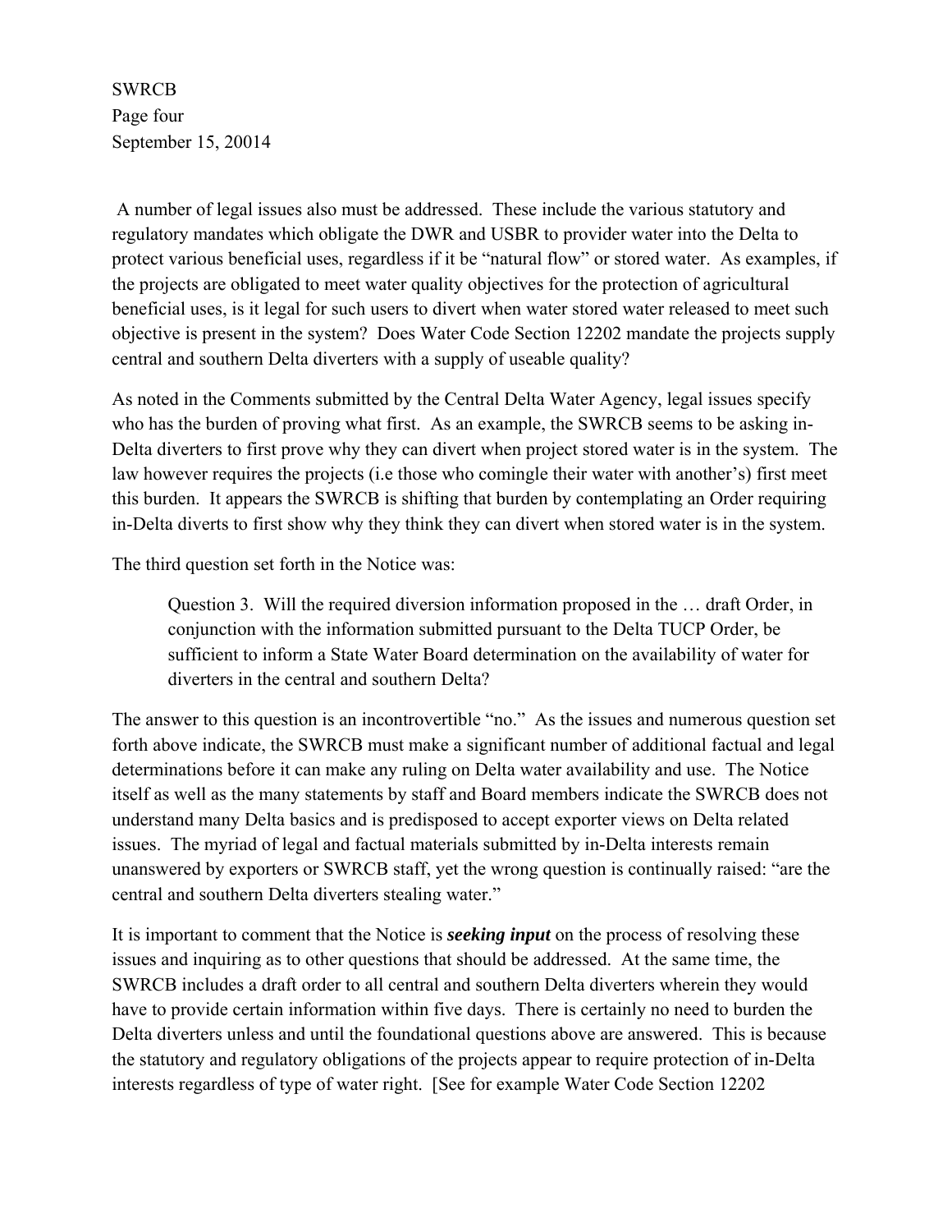A number of legal issues also must be addressed. These include the various statutory and regulatory mandates which obligate the DWR and USBR to provider water into the Delta to protect various beneficial uses, regardless if it be "natural flow" or stored water. As examples, if the projects are obligated to meet water quality objectives for the protection of agricultural beneficial uses, is it legal for such users to divert when water stored water released to meet such objective is present in the system? Does Water Code Section 12202 mandate the projects supply central and southern Delta diverters with a supply of useable quality?

As noted in the Comments submitted by the Central Delta Water Agency, legal issues specify who has the burden of proving what first. As an example, the SWRCB seems to be asking in-Delta diverters to first prove why they can divert when project stored water is in the system. The law however requires the projects (i.e those who comingle their water with another's) first meet this burden. It appears the SWRCB is shifting that burden by contemplating an Order requiring in-Delta diverts to first show why they think they can divert when stored water is in the system.

The third question set forth in the Notice was:

> Question 3. Will the required diversion information proposed in the … draft Order, in conjunction with the information submitted pursuant to the Delta TUCP Order, be sufficient to inform a State Water Board determination on the availability of water for diverters in the central and southern Delta?

The answer to this question is an incontrovertible "no." As the issues and numerous question set forth above indicate, the SWRCB must make a significant number of additional factual and legal determinations before it can make any ruling on Delta water availability and use. The Notice itself as well as the many statements by staff and Board members indicate the SWRCB does not understand many Delta basics and is predisposed to accept exporter views on Delta related issues. The myriad of legal and factual materials submitted by in-Delta interests remain unanswered by exporters or SWRCB staff, yet the wrong question is continually raised: "are the central and southern Delta diverters stealing water."

It is important to comment that the Notice is ***seeking input*** on the process of resolving these issues and inquiring as to other questions that should be addressed. At the same time, the SWRCB includes a draft order to all central and southern Delta diverters wherein they would have to provide certain information within five days. There is certainly no need to burden the Delta diverters unless and until the foundational questions above are answered. This is because the statutory and regulatory obligations of the projects appear to require protection of in-Delta interests regardless of type of water right. [See for example Water Code Section 12202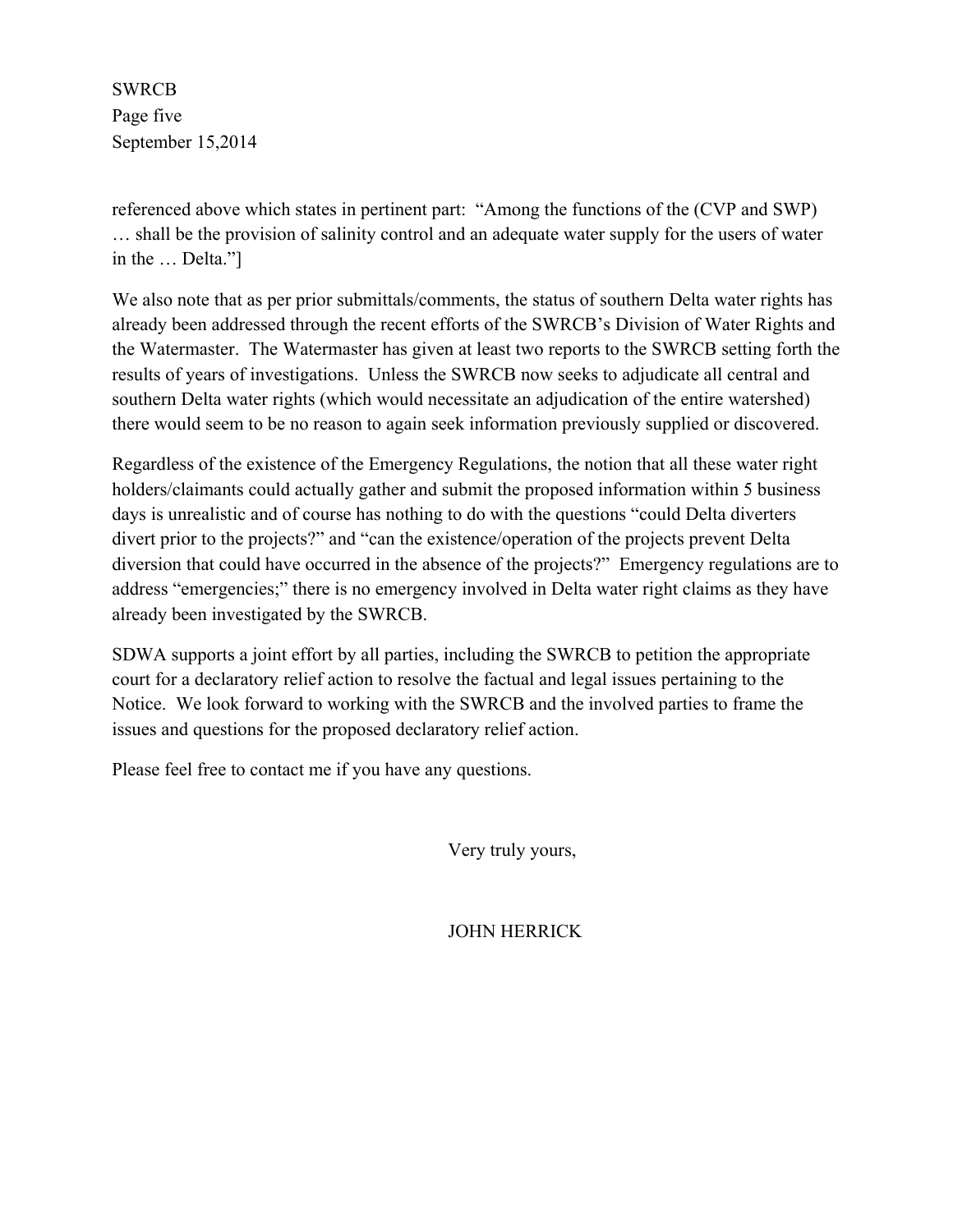referenced above which states in pertinent part: "Among the functions of the (CVP and SWP) … shall be the provision of salinity control and an adequate water supply for the users of water in the … Delta."]

We also note that as per prior submittals/comments, the status of southern Delta water rights has already been addressed through the recent efforts of the SWRCB's Division of Water Rights and the Watermaster. The Watermaster has given at least two reports to the SWRCB setting forth the results of years of investigations. Unless the SWRCB now seeks to adjudicate all central and southern Delta water rights (which would necessitate an adjudication of the entire watershed) there would seem to be no reason to again seek information previously supplied or discovered.

Regardless of the existence of the Emergency Regulations, the notion that all these water right holders/claimants could actually gather and submit the proposed information within 5 business days is unrealistic and of course has nothing to do with the questions "could Delta diverters divert prior to the projects?" and "can the existence/operation of the projects prevent Delta diversion that could have occurred in the absence of the projects?" Emergency regulations are to address "emergencies;" there is no emergency involved in Delta water right claims as they have already been investigated by the SWRCB.

SDWA supports a joint effort by all parties, including the SWRCB to petition the appropriate court for a declaratory relief action to resolve the factual and legal issues pertaining to the Notice. We look forward to working with the SWRCB and the involved parties to frame the issues and questions for the proposed declaratory relief action.

Please feel free to contact me if you have any questions.

Very truly yours,

JOHN HERRICK